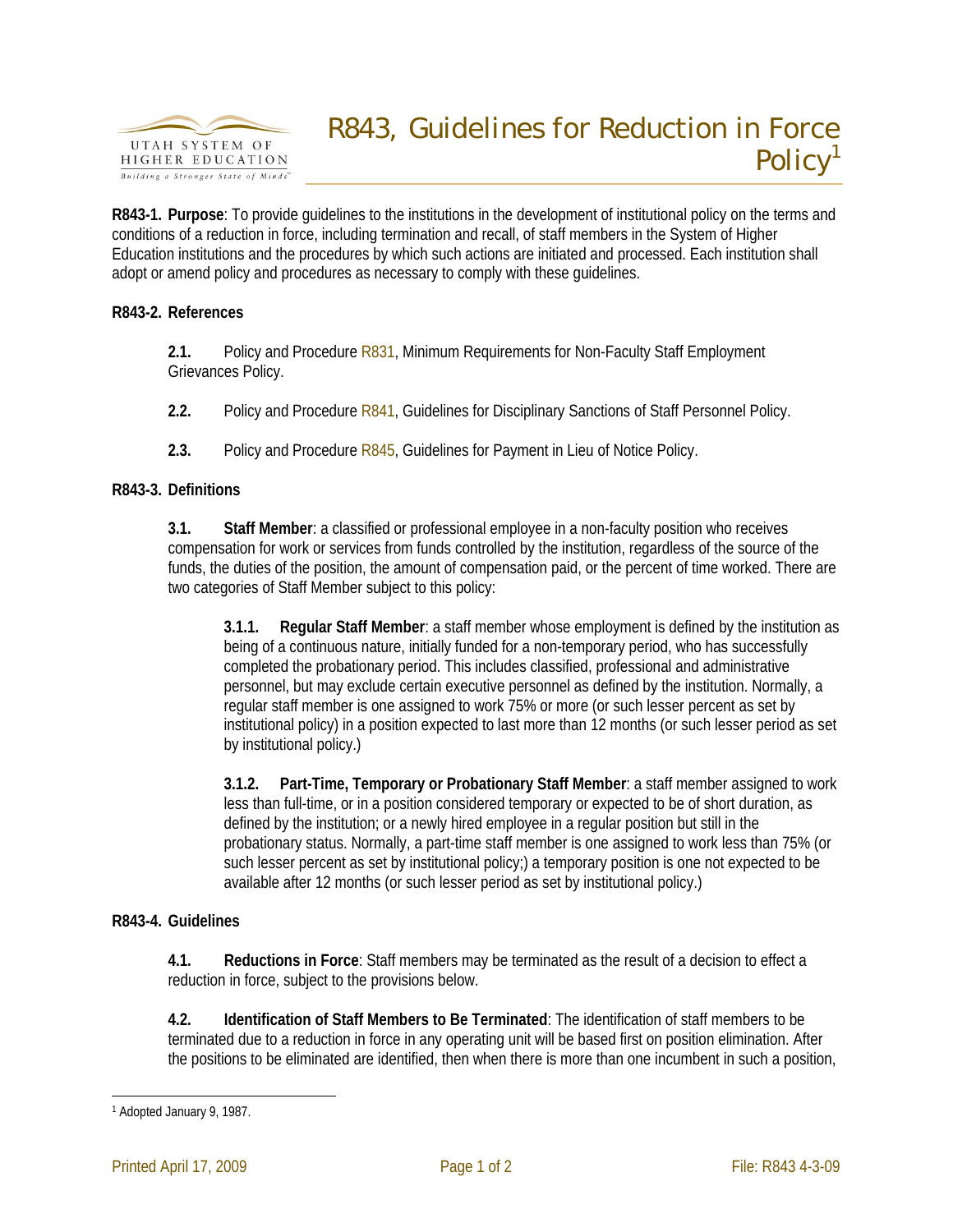# R843, Guidelines for Reduction in Force Policy[1]

**R843-1. Purpose**: To provide guidelines to the institutions in the development of institutional policy on the terms and conditions of a reduction in force, including termination and recall, of staff members in the System of Higher Education institutions and the procedures by which such actions are initiated and processed. Each institution shall adopt or amend policy and procedures as necessary to comply with these guidelines.

**R843-2. References**

**2.1.** Policy and Procedure R831, Minimum Requirements for Non-Faculty Staff Employment Grievances Policy.

**2.2.** Policy and Procedure R841, Guidelines for Disciplinary Sanctions of Staff Personnel Policy.

**2.3.** Policy and Procedure R845, Guidelines for Payment in Lieu of Notice Policy.

**R843-3. Definitions**

**3.1. Staff Member**: a classified or professional employee in a non-faculty position who receives compensation for work or services from funds controlled by the institution, regardless of the source of the funds, the duties of the position, the amount of compensation paid, or the percent of time worked. There are two categories of Staff Member subject to this policy:

**3.1.1. Regular Staff Member**: a staff member whose employment is defined by the institution as being of a continuous nature, initially funded for a non-temporary period, who has successfully completed the probationary period. This includes classified, professional and administrative personnel, but may exclude certain executive personnel as defined by the institution. Normally, a regular staff member is one assigned to work 75% or more (or such lesser percent as set by institutional policy) in a position expected to last more than 12 months (or such lesser period as set by institutional policy.)

**3.1.2. Part-Time, Temporary or Probationary Staff Member**: a staff member assigned to work less than full-time, or in a position considered temporary or expected to be of short duration, as defined by the institution; or a newly hired employee in a regular position but still in the probationary status. Normally, a part-time staff member is one assigned to work less than 75% (or such lesser percent as set by institutional policy;) a temporary position is one not expected to be available after 12 months (or such lesser period as set by institutional policy.)

**R843-4. Guidelines**

**4.1. Reductions in Force**: Staff members may be terminated as the result of a decision to effect a reduction in force, subject to the provisions below.

**4.2. Identification of Staff Members to Be Terminated**: The identification of staff members to be terminated due to a reduction in force in any operating unit will be based first on position elimination. After the positions to be eliminated are identified, then when there is more than one incumbent in such a position,

[1] Adopted January 9, 1987.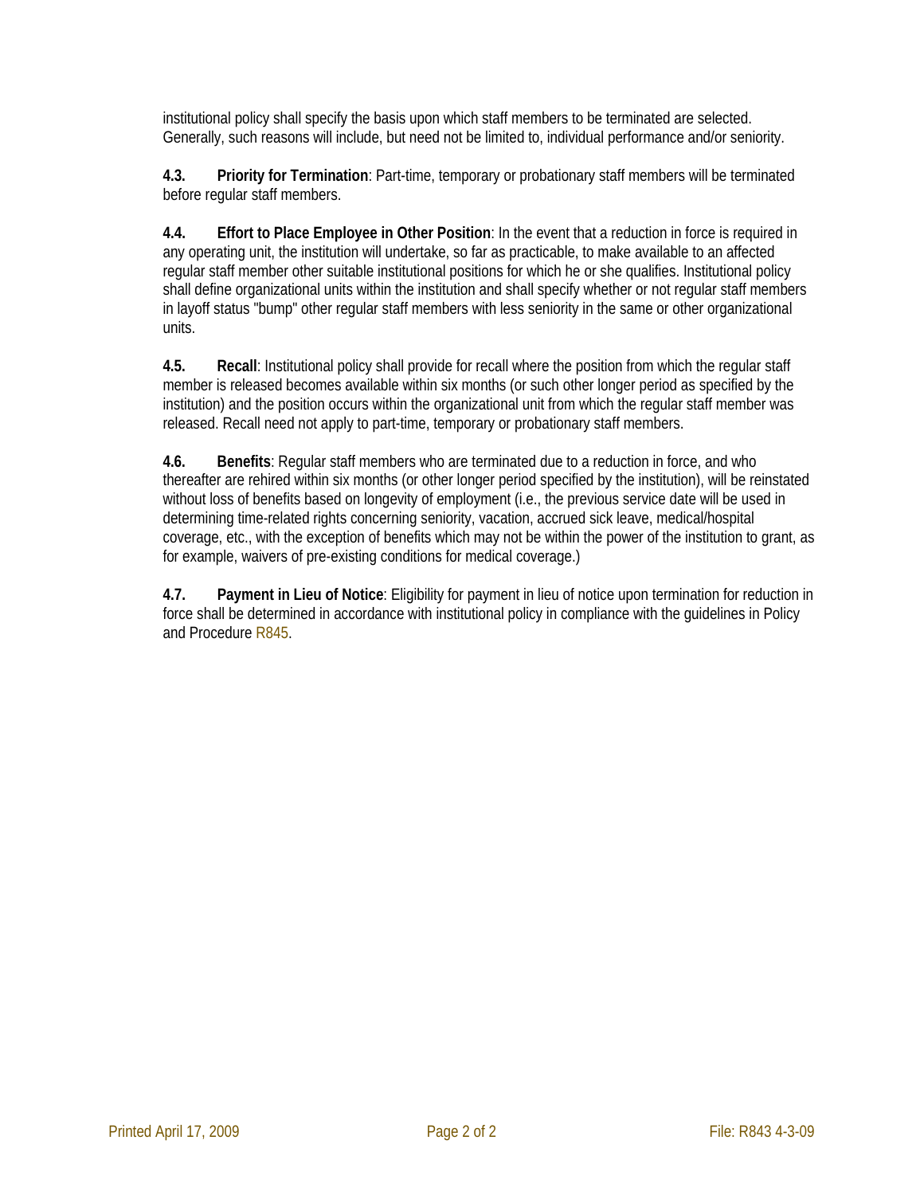institutional policy shall specify the basis upon which staff members to be terminated are selected. Generally, such reasons will include, but need not be limited to, individual performance and/or seniority.

**4.3. Priority for Termination**: Part-time, temporary or probationary staff members will be terminated before regular staff members.

**4.4. Effort to Place Employee in Other Position**: In the event that a reduction in force is required in any operating unit, the institution will undertake, so far as practicable, to make available to an affected regular staff member other suitable institutional positions for which he or she qualifies. Institutional policy shall define organizational units within the institution and shall specify whether or not regular staff members in layoff status "bump" other regular staff members with less seniority in the same or other organizational units.

**4.5. Recall**: Institutional policy shall provide for recall where the position from which the regular staff member is released becomes available within six months (or such other longer period as specified by the institution) and the position occurs within the organizational unit from which the regular staff member was released. Recall need not apply to part-time, temporary or probationary staff members.

**4.6. Benefits**: Regular staff members who are terminated due to a reduction in force, and who thereafter are rehired within six months (or other longer period specified by the institution), will be reinstated without loss of benefits based on longevity of employment (i.e., the previous service date will be used in determining time-related rights concerning seniority, vacation, accrued sick leave, medical/hospital coverage, etc., with the exception of benefits which may not be within the power of the institution to grant, as for example, waivers of pre-existing conditions for medical coverage.)

**4.7. Payment in Lieu of Notice**: Eligibility for payment in lieu of notice upon termination for reduction in force shall be determined in accordance with institutional policy in compliance with the guidelines in Policy and Procedure R845.